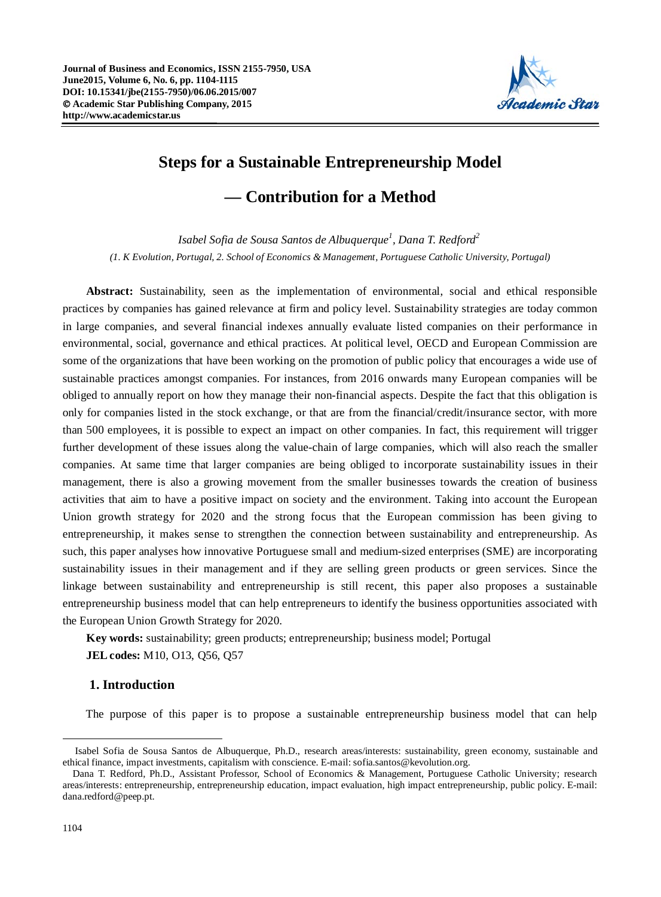# Steps for a Sustainable Entrepreneurship Model — Contribution for a Method

*Isabel Sofia de Sousa Santos de Albuquerque[1], Dana T. Redford[2]*

*(1. K Evolution, Portugal, 2. School of Economics & Management, Portuguese Catholic University, Portugal)*

**Abstract:** Sustainability, seen as the implementation of environmental, social and ethical responsible practices by companies has gained relevance at firm and policy level. Sustainability strategies are today common in large companies, and several financial indexes annually evaluate listed companies on their performance in environmental, social, governance and ethical practices. At political level, OECD and European Commission are some of the organizations that have been working on the promotion of public policy that encourages a wide use of sustainable practices amongst companies. For instances, from 2016 onwards many European companies will be obliged to annually report on how they manage their non-financial aspects. Despite the fact that this obligation is only for companies listed in the stock exchange, or that are from the financial/credit/insurance sector, with more than 500 employees, it is possible to expect an impact on other companies. In fact, this requirement will trigger further development of these issues along the value-chain of large companies, which will also reach the smaller companies. At same time that larger companies are being obliged to incorporate sustainability issues in their management, there is also a growing movement from the smaller businesses towards the creation of business activities that aim to have a positive impact on society and the environment. Taking into account the European Union growth strategy for 2020 and the strong focus that the European commission has been giving to entrepreneurship, it makes sense to strengthen the connection between sustainability and entrepreneurship. As such, this paper analyses how innovative Portuguese small and medium-sized enterprises (SME) are incorporating sustainability issues in their management and if they are selling green products or green services. Since the linkage between sustainability and entrepreneurship is still recent, this paper also proposes a sustainable entrepreneurship business model that can help entrepreneurs to identify the business opportunities associated with the European Union Growth Strategy for 2020.

**Key words:** sustainability; green products; entrepreneurship; business model; Portugal

**JEL codes:** M10, O13, Q56, Q57

## 1. Introduction

The purpose of this paper is to propose a sustainable entrepreneurship business model that can help

---

Isabel Sofia de Sousa Santos de Albuquerque, Ph.D., research areas/interests: sustainability, green economy, sustainable and ethical finance, impact investments, capitalism with conscience. E-mail: sofia.santos@kevolution.org.

Dana T. Redford, Ph.D., Assistant Professor, School of Economics & Management, Portuguese Catholic University; research areas/interests: entrepreneurship, entrepreneurship education, impact evaluation, high impact entrepreneurship, public policy. E-mail: dana.redford@peep.pt.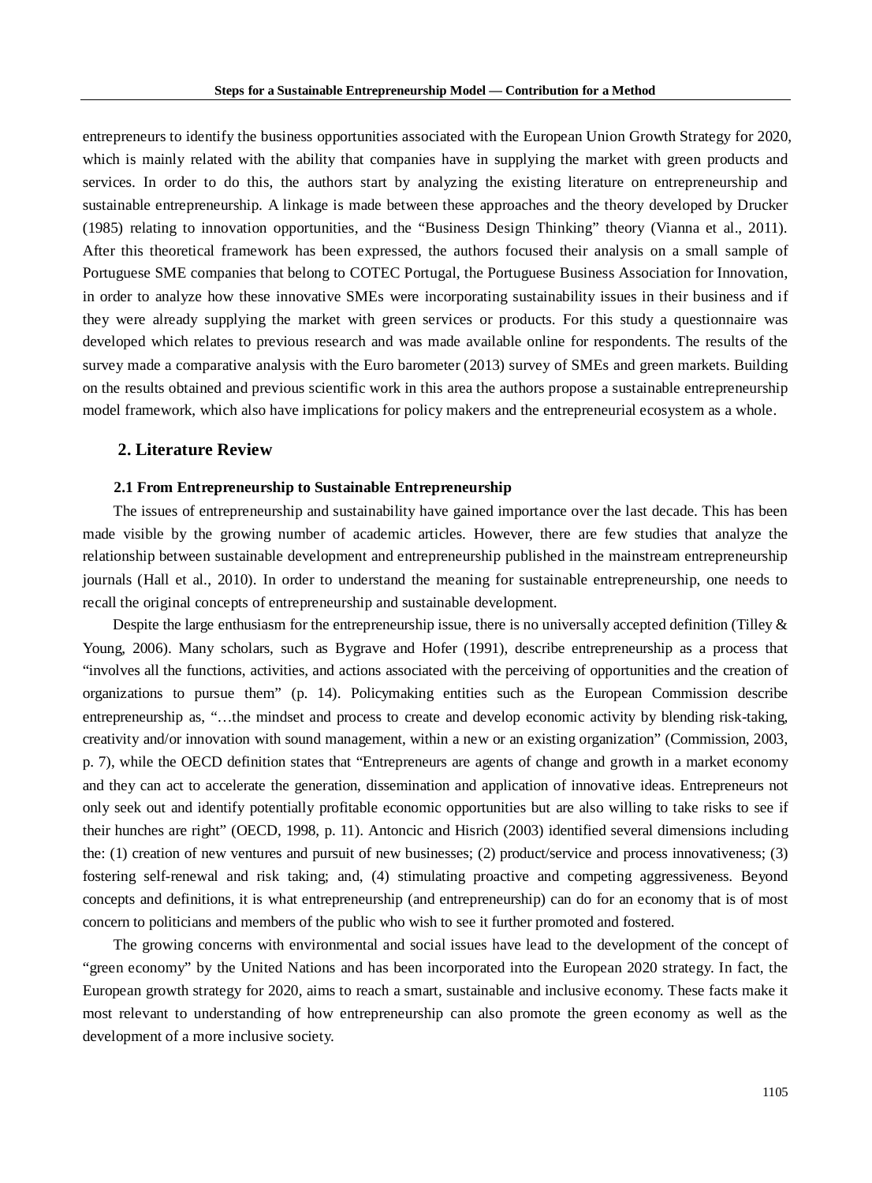entrepreneurs to identify the business opportunities associated with the European Union Growth Strategy for 2020, which is mainly related with the ability that companies have in supplying the market with green products and services. In order to do this, the authors start by analyzing the existing literature on entrepreneurship and sustainable entrepreneurship. A linkage is made between these approaches and the theory developed by Drucker (1985) relating to innovation opportunities, and the "Business Design Thinking" theory (Vianna et al., 2011). After this theoretical framework has been expressed, the authors focused their analysis on a small sample of Portuguese SME companies that belong to COTEC Portugal, the Portuguese Business Association for Innovation, in order to analyze how these innovative SMEs were incorporating sustainability issues in their business and if they were already supplying the market with green services or products. For this study a questionnaire was developed which relates to previous research and was made available online for respondents. The results of the survey made a comparative analysis with the Euro barometer (2013) survey of SMEs and green markets. Building on the results obtained and previous scientific work in this area the authors propose a sustainable entrepreneurship model framework, which also have implications for policy makers and the entrepreneurial ecosystem as a whole.

## 2. Literature Review

### 2.1 From Entrepreneurship to Sustainable Entrepreneurship

The issues of entrepreneurship and sustainability have gained importance over the last decade. This has been made visible by the growing number of academic articles. However, there are few studies that analyze the relationship between sustainable development and entrepreneurship published in the mainstream entrepreneurship journals (Hall et al., 2010). In order to understand the meaning for sustainable entrepreneurship, one needs to recall the original concepts of entrepreneurship and sustainable development.

Despite the large enthusiasm for the entrepreneurship issue, there is no universally accepted definition (Tilley & Young, 2006). Many scholars, such as Bygrave and Hofer (1991), describe entrepreneurship as a process that "involves all the functions, activities, and actions associated with the perceiving of opportunities and the creation of organizations to pursue them" (p. 14). Policymaking entities such as the European Commission describe entrepreneurship as, "…the mindset and process to create and develop economic activity by blending risk-taking, creativity and/or innovation with sound management, within a new or an existing organization" (Commission, 2003, p. 7), while the OECD definition states that "Entrepreneurs are agents of change and growth in a market economy and they can act to accelerate the generation, dissemination and application of innovative ideas. Entrepreneurs not only seek out and identify potentially profitable economic opportunities but are also willing to take risks to see if their hunches are right" (OECD, 1998, p. 11). Antoncic and Hisrich (2003) identified several dimensions including the: (1) creation of new ventures and pursuit of new businesses; (2) product/service and process innovativeness; (3) fostering self-renewal and risk taking; and, (4) stimulating proactive and competing aggressiveness. Beyond concepts and definitions, it is what entrepreneurship (and entrepreneurship) can do for an economy that is of most concern to politicians and members of the public who wish to see it further promoted and fostered.

The growing concerns with environmental and social issues have lead to the development of the concept of "green economy" by the United Nations and has been incorporated into the European 2020 strategy. In fact, the European growth strategy for 2020, aims to reach a smart, sustainable and inclusive economy. These facts make it most relevant to understanding of how entrepreneurship can also promote the green economy as well as the development of a more inclusive society.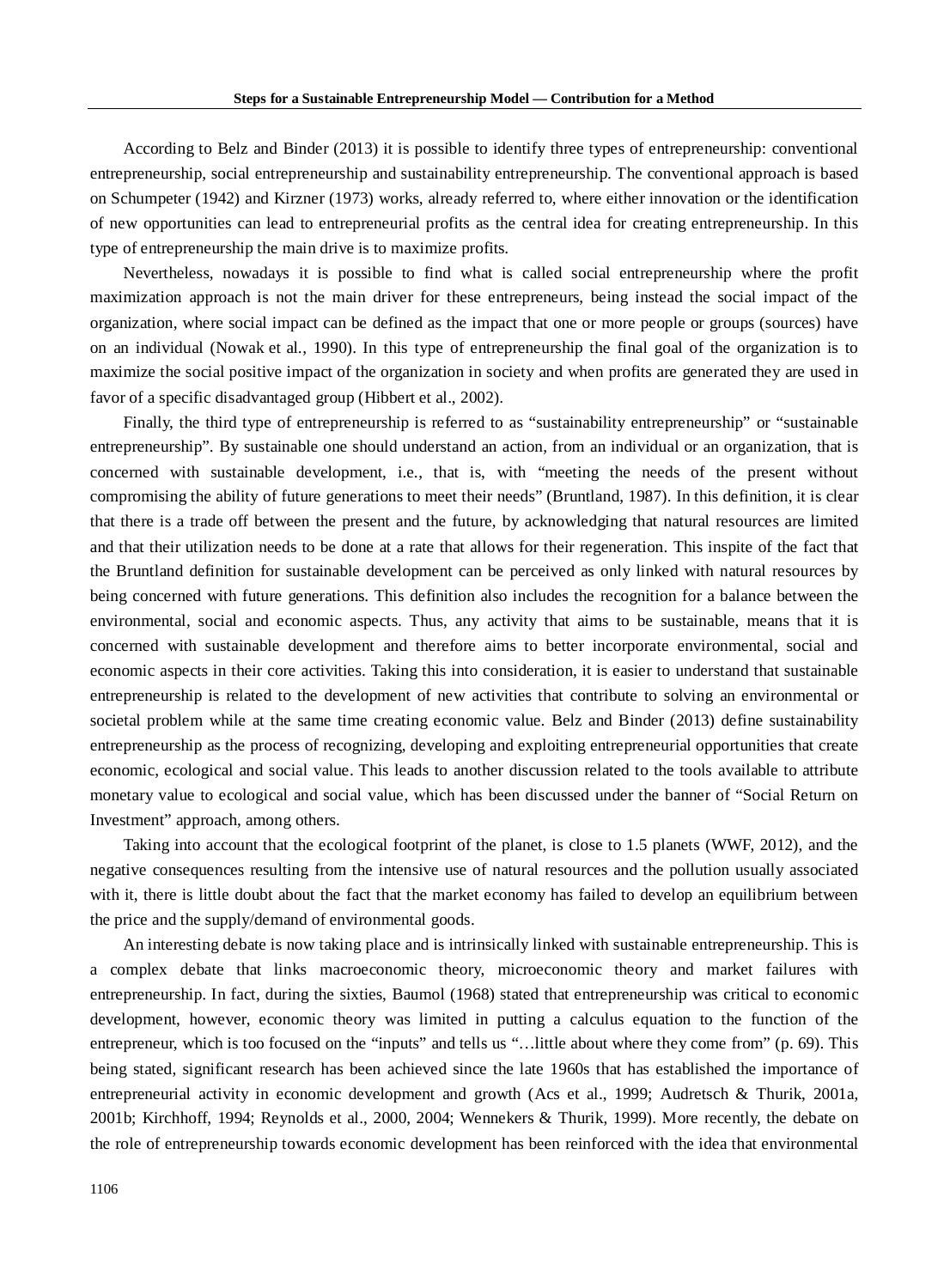According to Belz and Binder (2013) it is possible to identify three types of entrepreneurship: conventional entrepreneurship, social entrepreneurship and sustainability entrepreneurship. The conventional approach is based on Schumpeter (1942) and Kirzner (1973) works, already referred to, where either innovation or the identification of new opportunities can lead to entrepreneurial profits as the central idea for creating entrepreneurship. In this type of entrepreneurship the main drive is to maximize profits.

Nevertheless, nowadays it is possible to find what is called social entrepreneurship where the profit maximization approach is not the main driver for these entrepreneurs, being instead the social impact of the organization, where social impact can be defined as the impact that one or more people or groups (sources) have on an individual (Nowak et al., 1990). In this type of entrepreneurship the final goal of the organization is to maximize the social positive impact of the organization in society and when profits are generated they are used in favor of a specific disadvantaged group (Hibbert et al., 2002).

Finally, the third type of entrepreneurship is referred to as "sustainability entrepreneurship" or "sustainable entrepreneurship". By sustainable one should understand an action, from an individual or an organization, that is concerned with sustainable development, i.e., that is, with "meeting the needs of the present without compromising the ability of future generations to meet their needs" (Bruntland, 1987). In this definition, it is clear that there is a trade off between the present and the future, by acknowledging that natural resources are limited and that their utilization needs to be done at a rate that allows for their regeneration. This inspite of the fact that the Bruntland definition for sustainable development can be perceived as only linked with natural resources by being concerned with future generations. This definition also includes the recognition for a balance between the environmental, social and economic aspects. Thus, any activity that aims to be sustainable, means that it is concerned with sustainable development and therefore aims to better incorporate environmental, social and economic aspects in their core activities. Taking this into consideration, it is easier to understand that sustainable entrepreneurship is related to the development of new activities that contribute to solving an environmental or societal problem while at the same time creating economic value. Belz and Binder (2013) define sustainability entrepreneurship as the process of recognizing, developing and exploiting entrepreneurial opportunities that create economic, ecological and social value. This leads to another discussion related to the tools available to attribute monetary value to ecological and social value, which has been discussed under the banner of "Social Return on Investment" approach, among others.

Taking into account that the ecological footprint of the planet, is close to 1.5 planets (WWF, 2012), and the negative consequences resulting from the intensive use of natural resources and the pollution usually associated with it, there is little doubt about the fact that the market economy has failed to develop an equilibrium between the price and the supply/demand of environmental goods.

An interesting debate is now taking place and is intrinsically linked with sustainable entrepreneurship. This is a complex debate that links macroeconomic theory, microeconomic theory and market failures with entrepreneurship. In fact, during the sixties, Baumol (1968) stated that entrepreneurship was critical to economic development, however, economic theory was limited in putting a calculus equation to the function of the entrepreneur, which is too focused on the "inputs" and tells us "…little about where they come from" (p. 69). This being stated, significant research has been achieved since the late 1960s that has established the importance of entrepreneurial activity in economic development and growth (Acs et al., 1999; Audretsch & Thurik, 2001a, 2001b; Kirchhoff, 1994; Reynolds et al., 2000, 2004; Wennekers & Thurik, 1999). More recently, the debate on the role of entrepreneurship towards economic development has been reinforced with the idea that environmental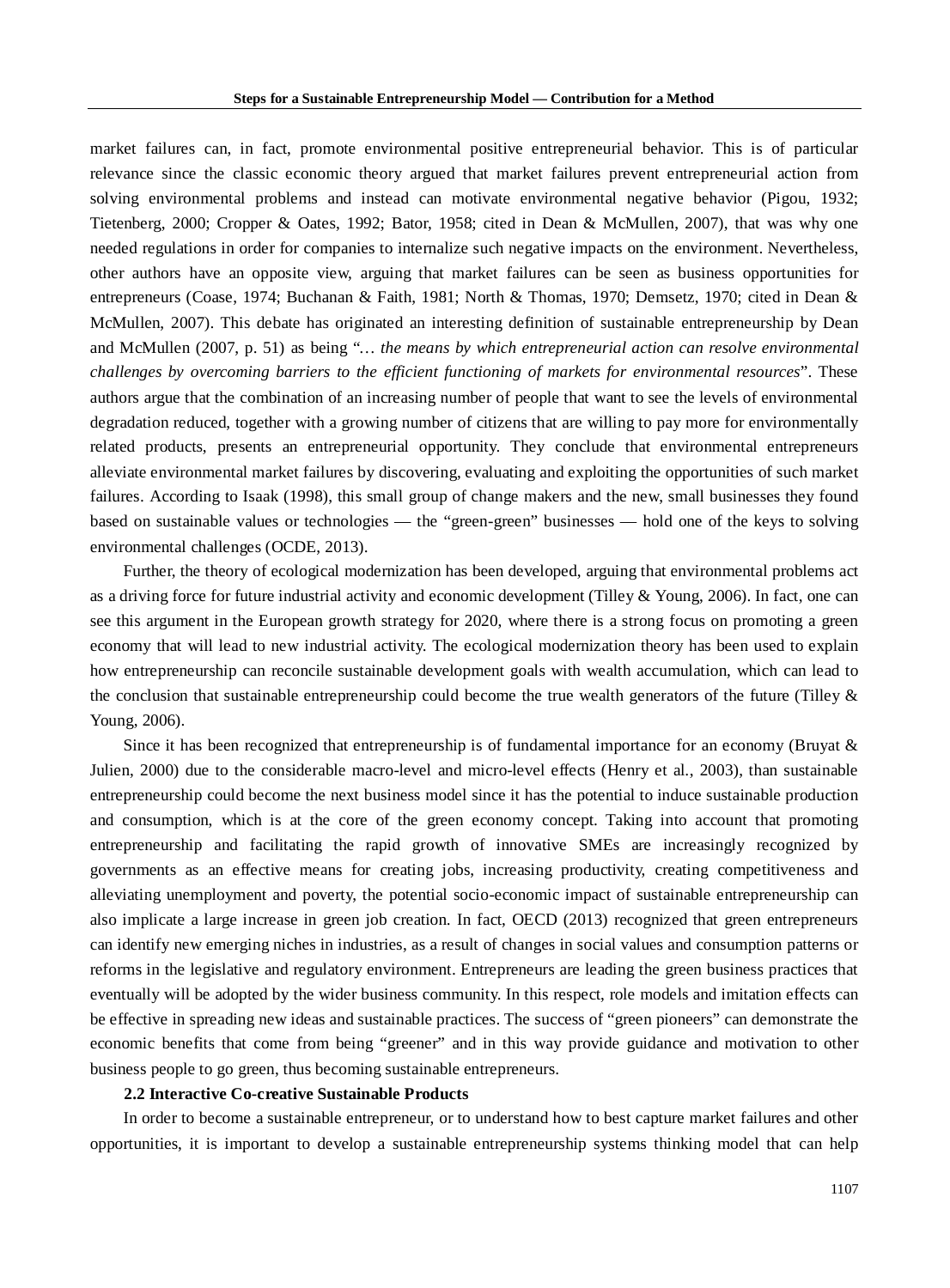market failures can, in fact, promote environmental positive entrepreneurial behavior. This is of particular relevance since the classic economic theory argued that market failures prevent entrepreneurial action from solving environmental problems and instead can motivate environmental negative behavior (Pigou, 1932; Tietenberg, 2000; Cropper & Oates, 1992; Bator, 1958; cited in Dean & McMullen, 2007), that was why one needed regulations in order for companies to internalize such negative impacts on the environment. Nevertheless, other authors have an opposite view, arguing that market failures can be seen as business opportunities for entrepreneurs (Coase, 1974; Buchanan & Faith, 1981; North & Thomas, 1970; Demsetz, 1970; cited in Dean & McMullen, 2007). This debate has originated an interesting definition of sustainable entrepreneurship by Dean and McMullen (2007, p. 51) as being "*… the means by which entrepreneurial action can resolve environmental challenges by overcoming barriers to the efficient functioning of markets for environmental resources*". These authors argue that the combination of an increasing number of people that want to see the levels of environmental degradation reduced, together with a growing number of citizens that are willing to pay more for environmentally related products, presents an entrepreneurial opportunity. They conclude that environmental entrepreneurs alleviate environmental market failures by discovering, evaluating and exploiting the opportunities of such market failures. According to Isaak (1998), this small group of change makers and the new, small businesses they found based on sustainable values or technologies — the "green-green" businesses — hold one of the keys to solving environmental challenges (OCDE, 2013).

Further, the theory of ecological modernization has been developed, arguing that environmental problems act as a driving force for future industrial activity and economic development (Tilley & Young, 2006). In fact, one can see this argument in the European growth strategy for 2020, where there is a strong focus on promoting a green economy that will lead to new industrial activity. The ecological modernization theory has been used to explain how entrepreneurship can reconcile sustainable development goals with wealth accumulation, which can lead to the conclusion that sustainable entrepreneurship could become the true wealth generators of the future (Tilley & Young, 2006).

Since it has been recognized that entrepreneurship is of fundamental importance for an economy (Bruyat & Julien, 2000) due to the considerable macro-level and micro-level effects (Henry et al., 2003), than sustainable entrepreneurship could become the next business model since it has the potential to induce sustainable production and consumption, which is at the core of the green economy concept. Taking into account that promoting entrepreneurship and facilitating the rapid growth of innovative SMEs are increasingly recognized by governments as an effective means for creating jobs, increasing productivity, creating competitiveness and alleviating unemployment and poverty, the potential socio-economic impact of sustainable entrepreneurship can also implicate a large increase in green job creation. In fact, OECD (2013) recognized that green entrepreneurs can identify new emerging niches in industries, as a result of changes in social values and consumption patterns or reforms in the legislative and regulatory environment. Entrepreneurs are leading the green business practices that eventually will be adopted by the wider business community. In this respect, role models and imitation effects can be effective in spreading new ideas and sustainable practices. The success of "green pioneers" can demonstrate the economic benefits that come from being "greener" and in this way provide guidance and motivation to other business people to go green, thus becoming sustainable entrepreneurs.

### 2.2 Interactive Co-creative Sustainable Products

In order to become a sustainable entrepreneur, or to understand how to best capture market failures and other opportunities, it is important to develop a sustainable entrepreneurship systems thinking model that can help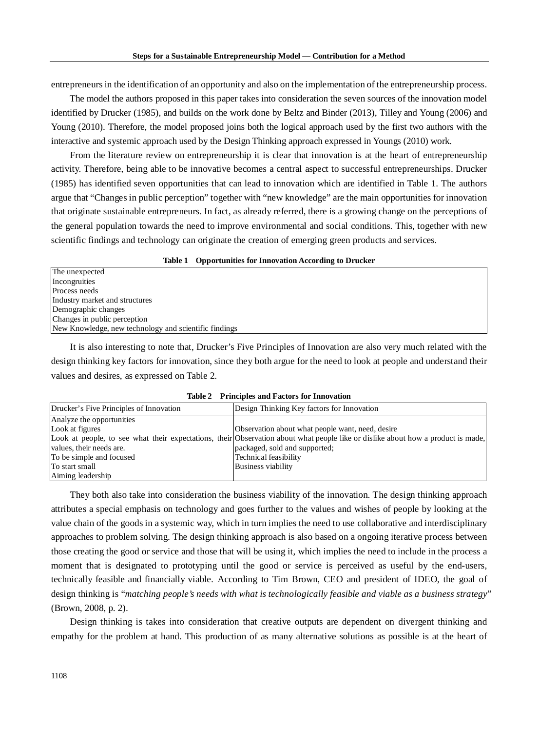entrepreneurs in the identification of an opportunity and also on the implementation of the entrepreneurship process.

The model the authors proposed in this paper takes into consideration the seven sources of the innovation model identified by Drucker (1985), and builds on the work done by Beltz and Binder (2013), Tilley and Young (2006) and Young (2010). Therefore, the model proposed joins both the logical approach used by the first two authors with the interactive and systemic approach used by the Design Thinking approach expressed in Youngs (2010) work.

From the literature review on entrepreneurship it is clear that innovation is at the heart of entrepreneurship activity. Therefore, being able to be innovative becomes a central aspect to successful entrepreneurships. Drucker (1985) has identified seven opportunities that can lead to innovation which are identified in Table 1. The authors argue that "Changes in public perception" together with "new knowledge" are the main opportunities for innovation that originate sustainable entrepreneurs. In fact, as already referred, there is a growing change on the perceptions of the general population towards the need to improve environmental and social conditions. This, together with new scientific findings and technology can originate the creation of emerging green products and services.

**Table 1 Opportunities for Innovation According to Drucker**

| |
|---|
| The unexpected |
| Incongruities |
| Process needs |
| Industry market and structures |
| Demographic changes |
| Changes in public perception |
| New Knowledge, new technology and scientific findings |

It is also interesting to note that, Drucker's Five Principles of Innovation are also very much related with the design thinking key factors for innovation, since they both argue for the need to look at people and understand their values and desires, as expressed on Table 2.

**Table 2 Principles and Factors for Innovation**

| Drucker's Five Principles of Innovation | Design Thinking Key factors for Innovation |
|---|---|
| Analyze the opportunities | |
| Look at figures | Observation about what people want, need, desire |
| Look at people, to see what their expectations, their values, their needs are. | Observation about what people like or dislike about how a product is made, packaged, sold and supported; |
| To be simple and focused | Technical feasibility |
| To start small | Business viability |
| Aiming leadership | |

They both also take into consideration the business viability of the innovation. The design thinking approach attributes a special emphasis on technology and goes further to the values and wishes of people by looking at the value chain of the goods in a systemic way, which in turn implies the need to use collaborative and interdisciplinary approaches to problem solving. The design thinking approach is also based on a ongoing iterative process between those creating the good or service and those that will be using it, which implies the need to include in the process a moment that is designated to prototyping until the good or service is perceived as useful by the end-users, technically feasible and financially viable. According to Tim Brown, CEO and president of IDEO, the goal of design thinking is "*matching people's needs with what is technologically feasible and viable as a business strategy*" (Brown, 2008, p. 2).

Design thinking is takes into consideration that creative outputs are dependent on divergent thinking and empathy for the problem at hand. This production of as many alternative solutions as possible is at the heart of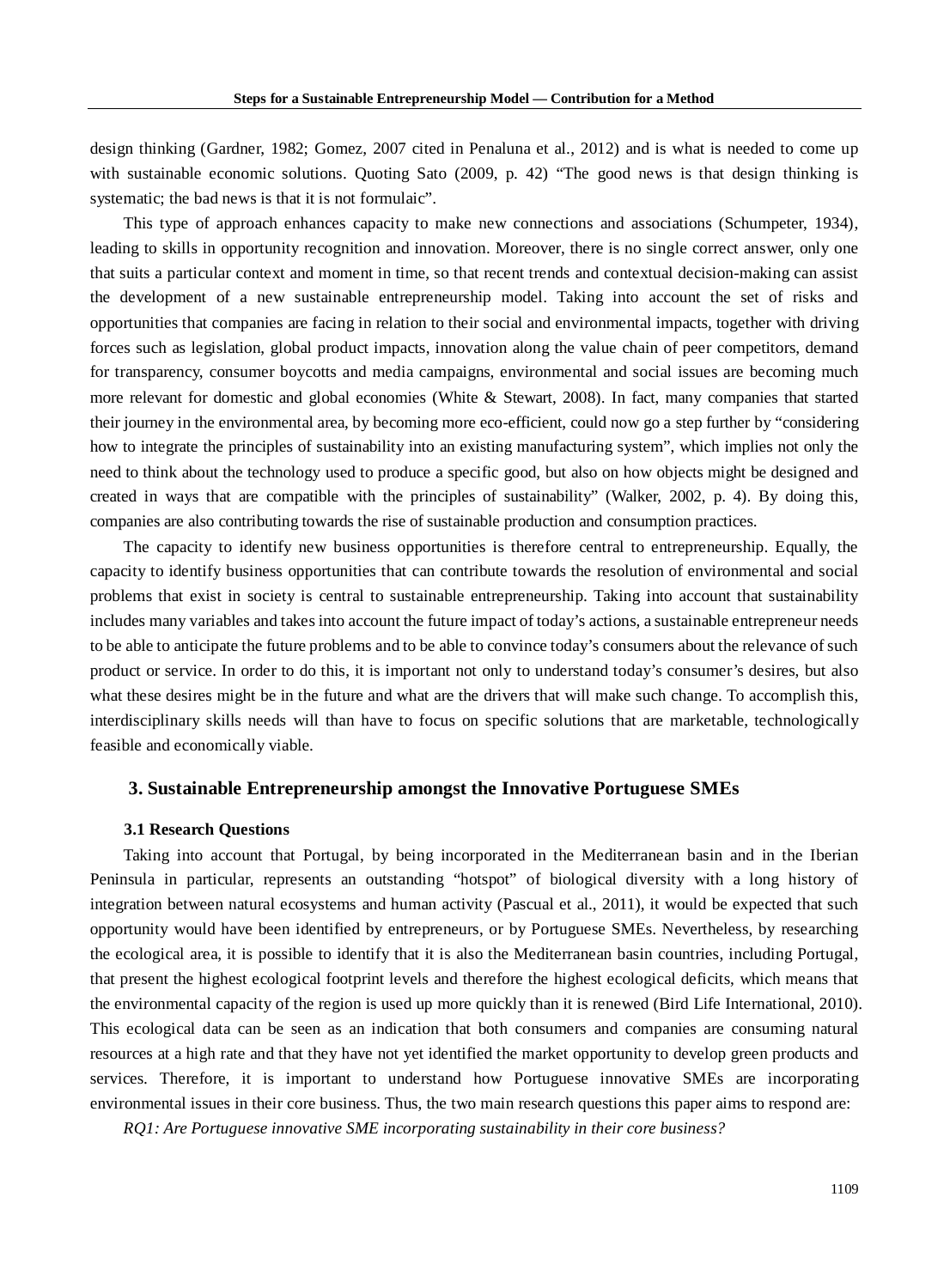design thinking (Gardner, 1982; Gomez, 2007 cited in Penaluna et al., 2012) and is what is needed to come up with sustainable economic solutions. Quoting Sato (2009, p. 42) "The good news is that design thinking is systematic; the bad news is that it is not formulaic".

This type of approach enhances capacity to make new connections and associations (Schumpeter, 1934), leading to skills in opportunity recognition and innovation. Moreover, there is no single correct answer, only one that suits a particular context and moment in time, so that recent trends and contextual decision-making can assist the development of a new sustainable entrepreneurship model. Taking into account the set of risks and opportunities that companies are facing in relation to their social and environmental impacts, together with driving forces such as legislation, global product impacts, innovation along the value chain of peer competitors, demand for transparency, consumer boycotts and media campaigns, environmental and social issues are becoming much more relevant for domestic and global economies (White & Stewart, 2008). In fact, many companies that started their journey in the environmental area, by becoming more eco-efficient, could now go a step further by "considering how to integrate the principles of sustainability into an existing manufacturing system", which implies not only the need to think about the technology used to produce a specific good, but also on how objects might be designed and created in ways that are compatible with the principles of sustainability" (Walker, 2002, p. 4). By doing this, companies are also contributing towards the rise of sustainable production and consumption practices.

The capacity to identify new business opportunities is therefore central to entrepreneurship. Equally, the capacity to identify business opportunities that can contribute towards the resolution of environmental and social problems that exist in society is central to sustainable entrepreneurship. Taking into account that sustainability includes many variables and takes into account the future impact of today's actions, a sustainable entrepreneur needs to be able to anticipate the future problems and to be able to convince today's consumers about the relevance of such product or service. In order to do this, it is important not only to understand today's consumer's desires, but also what these desires might be in the future and what are the drivers that will make such change. To accomplish this, interdisciplinary skills needs will than have to focus on specific solutions that are marketable, technologically feasible and economically viable.

## 3. Sustainable Entrepreneurship amongst the Innovative Portuguese SMEs

### 3.1 Research Questions

Taking into account that Portugal, by being incorporated in the Mediterranean basin and in the Iberian Peninsula in particular, represents an outstanding "hotspot" of biological diversity with a long history of integration between natural ecosystems and human activity (Pascual et al., 2011), it would be expected that such opportunity would have been identified by entrepreneurs, or by Portuguese SMEs. Nevertheless, by researching the ecological area, it is possible to identify that it is also the Mediterranean basin countries, including Portugal, that present the highest ecological footprint levels and therefore the highest ecological deficits, which means that the environmental capacity of the region is used up more quickly than it is renewed (Bird Life International, 2010). This ecological data can be seen as an indication that both consumers and companies are consuming natural resources at a high rate and that they have not yet identified the market opportunity to develop green products and services. Therefore, it is important to understand how Portuguese innovative SMEs are incorporating environmental issues in their core business. Thus, the two main research questions this paper aims to respond are:

*RQ1: Are Portuguese innovative SME incorporating sustainability in their core business?*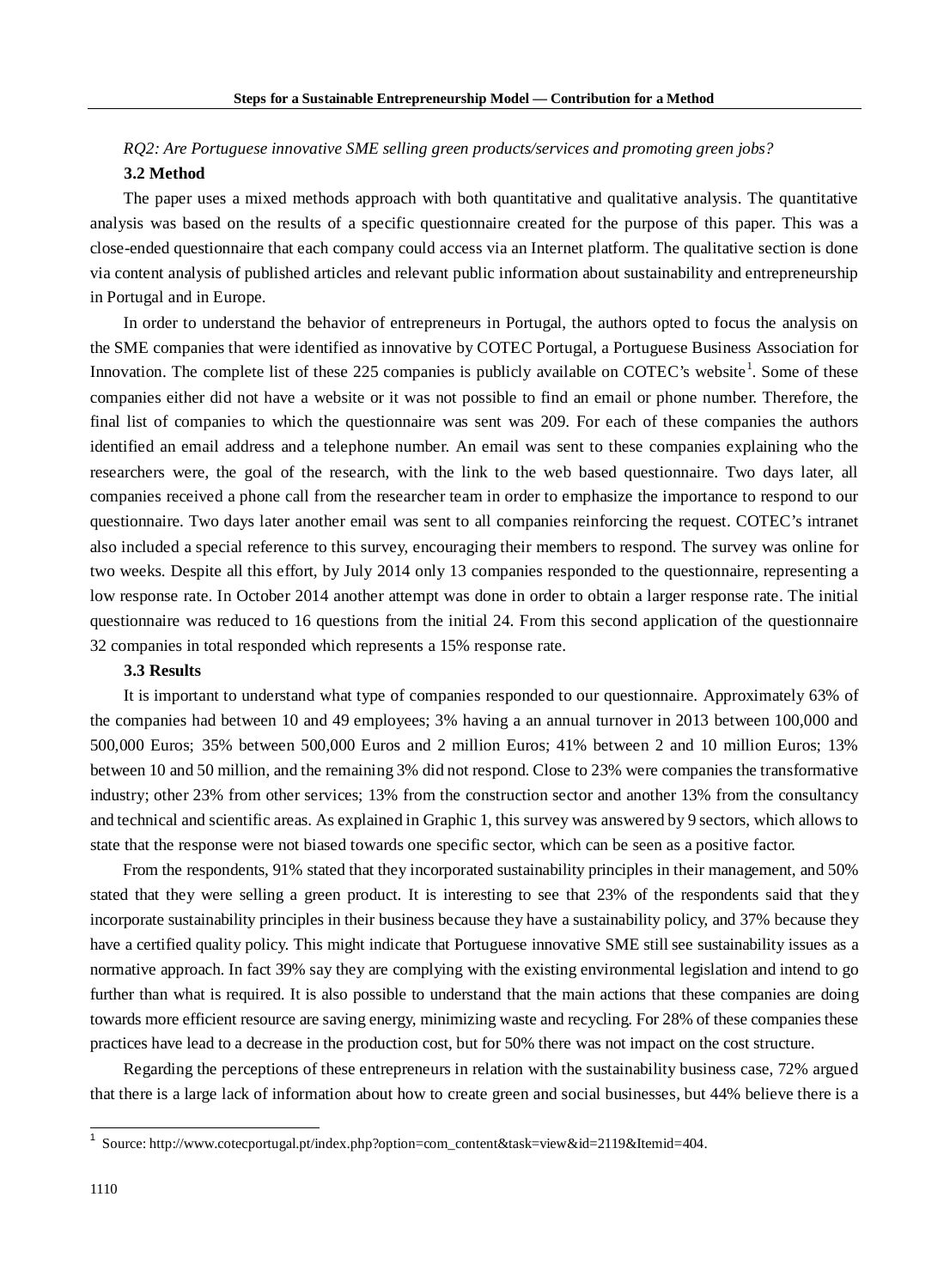*RQ2: Are Portuguese innovative SME selling green products/services and promoting green jobs?*

### 3.2 Method

The paper uses a mixed methods approach with both quantitative and qualitative analysis. The quantitative analysis was based on the results of a specific questionnaire created for the purpose of this paper. This was a close-ended questionnaire that each company could access via an Internet platform. The qualitative section is done via content analysis of published articles and relevant public information about sustainability and entrepreneurship in Portugal and in Europe.

In order to understand the behavior of entrepreneurs in Portugal, the authors opted to focus the analysis on the SME companies that were identified as innovative by COTEC Portugal, a Portuguese Business Association for Innovation. The complete list of these 225 companies is publicly available on COTEC's website[1]. Some of these companies either did not have a website or it was not possible to find an email or phone number. Therefore, the final list of companies to which the questionnaire was sent was 209. For each of these companies the authors identified an email address and a telephone number. An email was sent to these companies explaining who the researchers were, the goal of the research, with the link to the web based questionnaire. Two days later, all companies received a phone call from the researcher team in order to emphasize the importance to respond to our questionnaire. Two days later another email was sent to all companies reinforcing the request. COTEC's intranet also included a special reference to this survey, encouraging their members to respond. The survey was online for two weeks. Despite all this effort, by July 2014 only 13 companies responded to the questionnaire, representing a low response rate. In October 2014 another attempt was done in order to obtain a larger response rate. The initial questionnaire was reduced to 16 questions from the initial 24. From this second application of the questionnaire 32 companies in total responded which represents a 15% response rate.

### 3.3 Results

It is important to understand what type of companies responded to our questionnaire. Approximately 63% of the companies had between 10 and 49 employees; 3% having a an annual turnover in 2013 between 100,000 and 500,000 Euros; 35% between 500,000 Euros and 2 million Euros; 41% between 2 and 10 million Euros; 13% between 10 and 50 million, and the remaining 3% did not respond. Close to 23% were companies the transformative industry; other 23% from other services; 13% from the construction sector and another 13% from the consultancy and technical and scientific areas. As explained in Graphic 1, this survey was answered by 9 sectors, which allows to state that the response were not biased towards one specific sector, which can be seen as a positive factor.

From the respondents, 91% stated that they incorporated sustainability principles in their management, and 50% stated that they were selling a green product. It is interesting to see that 23% of the respondents said that they incorporate sustainability principles in their business because they have a sustainability policy, and 37% because they have a certified quality policy. This might indicate that Portuguese innovative SME still see sustainability issues as a normative approach. In fact 39% say they are complying with the existing environmental legislation and intend to go further than what is required. It is also possible to understand that the main actions that these companies are doing towards more efficient resource are saving energy, minimizing waste and recycling. For 28% of these companies these practices have lead to a decrease in the production cost, but for 50% there was not impact on the cost structure.

Regarding the perceptions of these entrepreneurs in relation with the sustainability business case, 72% argued that there is a large lack of information about how to create green and social businesses, but 44% believe there is a

---

[1] Source: http://www.cotecportugal.pt/index.php?option=com_content&task=view&id=2119&Itemid=404.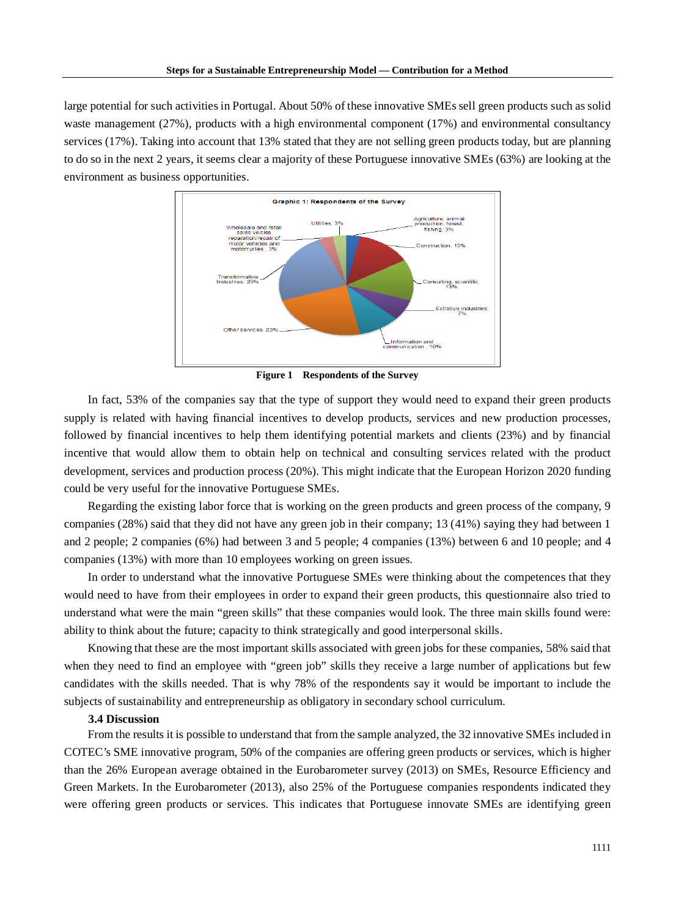large potential for such activities in Portugal. About 50% of these innovative SMEs sell green products such as solid waste management (27%), products with a high environmental component (17%) and environmental consultancy services (17%). Taking into account that 13% stated that they are not selling green products today, but are planning to do so in the next 2 years, it seems clear a majority of these Portuguese innovative SMEs (63%) are looking at the environment as business opportunities.

Graphic 1: Respondents of the Survey

Utilities, 3%
Agriculture, animal production, forest, fishing, 3%
Wholesale and retail sales velcles reparation/repair of motor vehicles and motorcycles , 3%
Construction, 13%
Transformative Industries, 23%
Consulting, scientific, 13%
Extrative industries, 7%
Other services, 23%
Information and communication , 10%

**Figure 1 Respondents of the Survey**

In fact, 53% of the companies say that the type of support they would need to expand their green products supply is related with having financial incentives to develop products, services and new production processes, followed by financial incentives to help them identifying potential markets and clients (23%) and by financial incentive that would allow them to obtain help on technical and consulting services related with the product development, services and production process (20%). This might indicate that the European Horizon 2020 funding could be very useful for the innovative Portuguese SMEs.

Regarding the existing labor force that is working on the green products and green process of the company, 9 companies (28%) said that they did not have any green job in their company; 13 (41%) saying they had between 1 and 2 people; 2 companies (6%) had between 3 and 5 people; 4 companies (13%) between 6 and 10 people; and 4 companies (13%) with more than 10 employees working on green issues.

In order to understand what the innovative Portuguese SMEs were thinking about the competences that they would need to have from their employees in order to expand their green products, this questionnaire also tried to understand what were the main "green skills" that these companies would look. The three main skills found were: ability to think about the future; capacity to think strategically and good interpersonal skills.

Knowing that these are the most important skills associated with green jobs for these companies, 58% said that when they need to find an employee with "green job" skills they receive a large number of applications but few candidates with the skills needed. That is why 78% of the respondents say it would be important to include the subjects of sustainability and entrepreneurship as obligatory in secondary school curriculum.

### 3.4 Discussion

From the results it is possible to understand that from the sample analyzed, the 32 innovative SMEs included in COTEC's SME innovative program, 50% of the companies are offering green products or services, which is higher than the 26% European average obtained in the Eurobarometer survey (2013) on SMEs, Resource Efficiency and Green Markets. In the Eurobarometer (2013), also 25% of the Portuguese companies respondents indicated they were offering green products or services. This indicates that Portuguese innovate SMEs are identifying green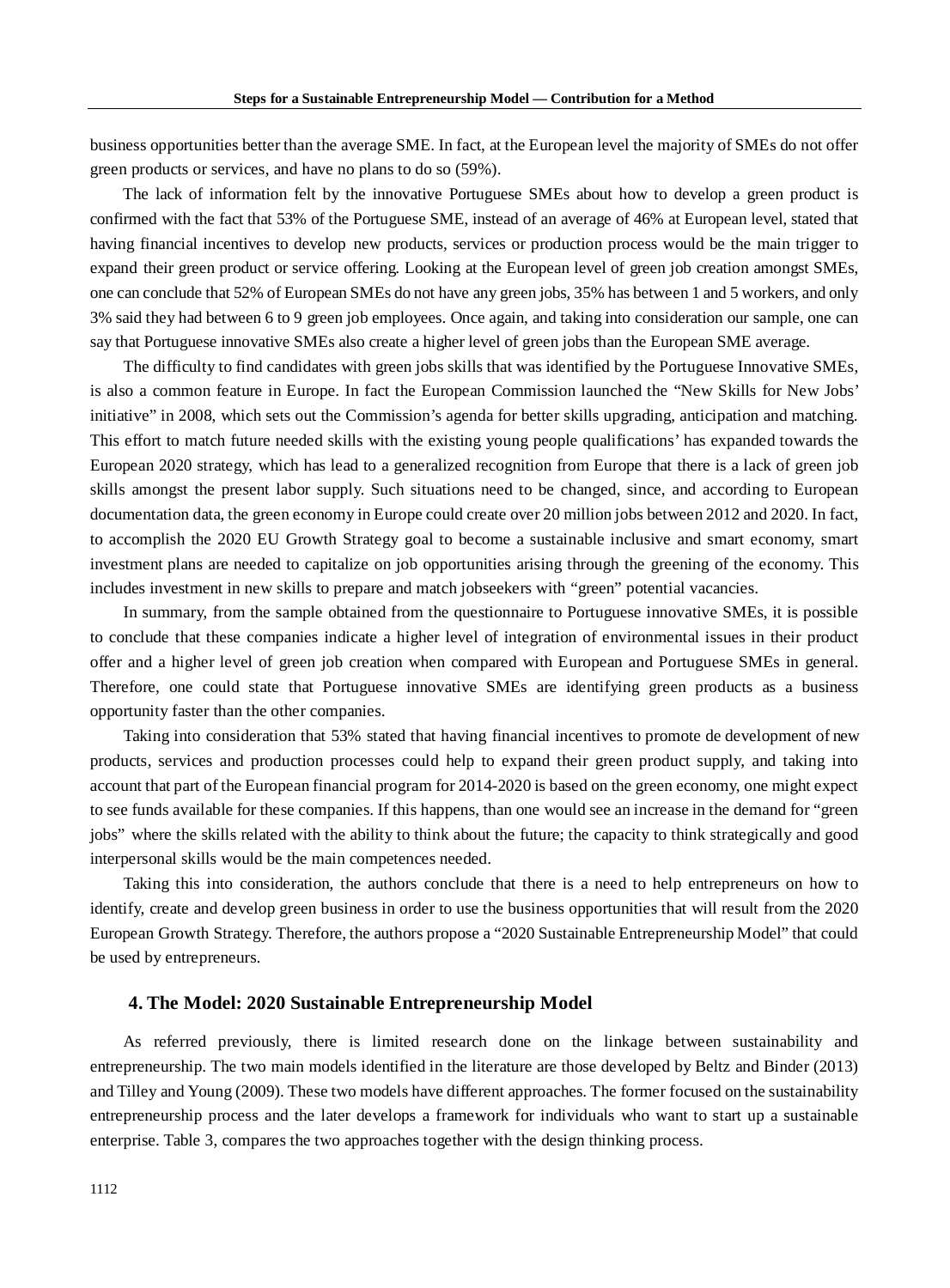business opportunities better than the average SME. In fact, at the European level the majority of SMEs do not offer green products or services, and have no plans to do so (59%).

The lack of information felt by the innovative Portuguese SMEs about how to develop a green product is confirmed with the fact that 53% of the Portuguese SME, instead of an average of 46% at European level, stated that having financial incentives to develop new products, services or production process would be the main trigger to expand their green product or service offering. Looking at the European level of green job creation amongst SMEs, one can conclude that 52% of European SMEs do not have any green jobs, 35% has between 1 and 5 workers, and only 3% said they had between 6 to 9 green job employees. Once again, and taking into consideration our sample, one can say that Portuguese innovative SMEs also create a higher level of green jobs than the European SME average.

The difficulty to find candidates with green jobs skills that was identified by the Portuguese Innovative SMEs, is also a common feature in Europe. In fact the European Commission launched the "New Skills for New Jobs' initiative" in 2008, which sets out the Commission's agenda for better skills upgrading, anticipation and matching. This effort to match future needed skills with the existing young people qualifications' has expanded towards the European 2020 strategy, which has lead to a generalized recognition from Europe that there is a lack of green job skills amongst the present labor supply. Such situations need to be changed, since, and according to European documentation data, the green economy in Europe could create over 20 million jobs between 2012 and 2020. In fact, to accomplish the 2020 EU Growth Strategy goal to become a sustainable inclusive and smart economy, smart investment plans are needed to capitalize on job opportunities arising through the greening of the economy. This includes investment in new skills to prepare and match jobseekers with "green" potential vacancies.

In summary, from the sample obtained from the questionnaire to Portuguese innovative SMEs, it is possible to conclude that these companies indicate a higher level of integration of environmental issues in their product offer and a higher level of green job creation when compared with European and Portuguese SMEs in general. Therefore, one could state that Portuguese innovative SMEs are identifying green products as a business opportunity faster than the other companies.

Taking into consideration that 53% stated that having financial incentives to promote de development of new products, services and production processes could help to expand their green product supply, and taking into account that part of the European financial program for 2014-2020 is based on the green economy, one might expect to see funds available for these companies. If this happens, than one would see an increase in the demand for "green jobs" where the skills related with the ability to think about the future; the capacity to think strategically and good interpersonal skills would be the main competences needed.

Taking this into consideration, the authors conclude that there is a need to help entrepreneurs on how to identify, create and develop green business in order to use the business opportunities that will result from the 2020 European Growth Strategy. Therefore, the authors propose a "2020 Sustainable Entrepreneurship Model" that could be used by entrepreneurs.

## 4. The Model: 2020 Sustainable Entrepreneurship Model

As referred previously, there is limited research done on the linkage between sustainability and entrepreneurship. The two main models identified in the literature are those developed by Beltz and Binder (2013) and Tilley and Young (2009). These two models have different approaches. The former focused on the sustainability entrepreneurship process and the later develops a framework for individuals who want to start up a sustainable enterprise. Table 3, compares the two approaches together with the design thinking process.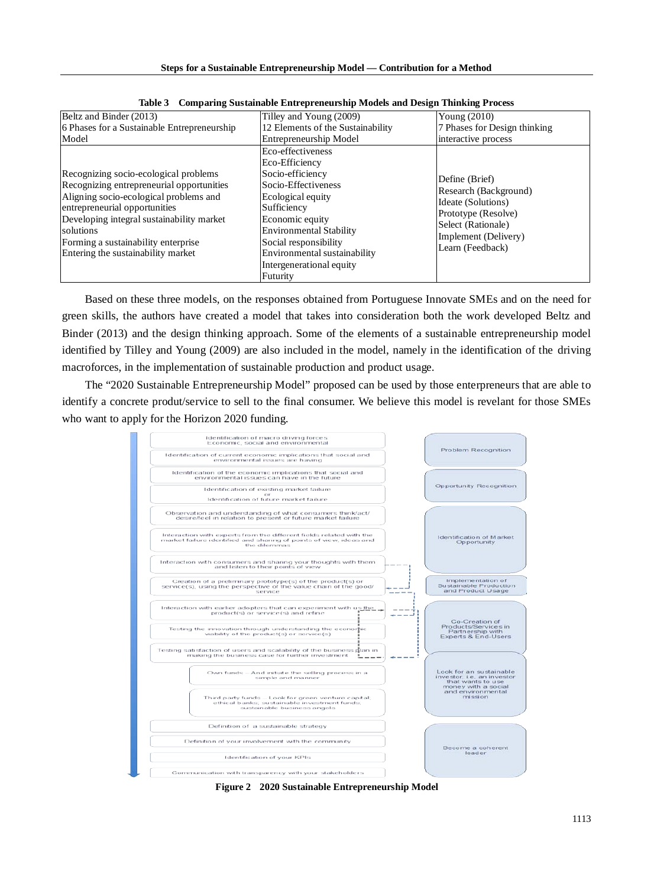**Table 3 Comparing Sustainable Entrepreneurship Models and Design Thinking Process**

| Beltz and Binder (2013) 6 Phases for a Sustainable Entrepreneurship Model | Tilley and Young (2009) 12 Elements of the Sustainability Entrepreneurship Model | Young (2010) 7 Phases for Design thinking interactive process |
|---|---|---|
| Recognizing socio-ecological problems<br>Recognizing entrepreneurial opportunities<br>Aligning socio-ecological problems and entrepreneurial opportunities<br>Developing integral sustainability market solutions<br>Forming a sustainability enterprise<br>Entering the sustainability market | Eco-effectiveness<br>Eco-Efficiency<br>Socio-efficiency<br>Socio-Effectiveness<br>Ecological equity<br>Sufficiency<br>Economic equity<br>Environmental Stability<br>Social responsibility<br>Environmental sustainability<br>Intergenerational equity<br>Futurity | Define (Brief)<br>Research (Background)<br>Ideate (Solutions)<br>Prototype (Resolve)<br>Select (Rationale)<br>Implement (Delivery)<br>Learn (Feedback) |

Based on these three models, on the responses obtained from Portuguese Innovate SMEs and on the need for green skills, the authors have created a model that takes into consideration both the work developed Beltz and Binder (2013) and the design thinking approach. Some of the elements of a sustainable entrepreneurship model identified by Tilley and Young (2009) are also included in the model, namely in the identification of the driving macroforces, in the implementation of sustainable production and product usage.

The "2020 Sustainable Entrepreneurship Model" proposed can be used by those enterpreneurs that are able to identify a concrete produt/service to sell to the final consumer. We believe this model is revelant for those SMEs who want to apply for the Horizon 2020 funding.

Identification of macro driving forces Economic, social and environmental

Identification of current economic implications that social and environmental issues are having

Identification of the economic implications that social and environmental issues can have in the future

Identification of existing market failure or Identification of future market failure

Observation and understanding of what consumers think/act/ desire/feel in relation to present or future market failure

Interaction with experts from the different fields related with the market failure identified and sharing of points of view, ideas and the dilemmas

Interaction with consumers and sharing your thoughts with them and listen to their points of view

Creation of a preliminary prototype(s) of the product(s) or service(s), using the perspective of the value chain of the good/ service

Interaction with earlier adopters that can experiment with us the product(s) or service(s) and refine

Testing the innovation through understanding the economic viability of the product(s) or service(s)

Testing satisfaction of users and scalability of the business plan in making the business case for further investment

Own funds – And initiate the selling process in a simple and manner

Third party funds – Look for green venture capital, ethical banks, sustainable investment funds, sustainable business angels

Definition of a sustainable strategy

Definition of your involvement with the community

Identification of your KPIs

Communication with transparency with your stakeholders

Problem Recognition

Opportunity Recognition

Identification of Market Opportunity

Implementation of Sustainable Production and Product Usage

Co-Creation of Products/Services in Partnership with Experts & End-Users

Look for an sustainable investor, i.e. an investor that wants to use money with a social and environmental mission

Become a coherent leader

**Figure 2 2020 Sustainable Entrepreneurship Model**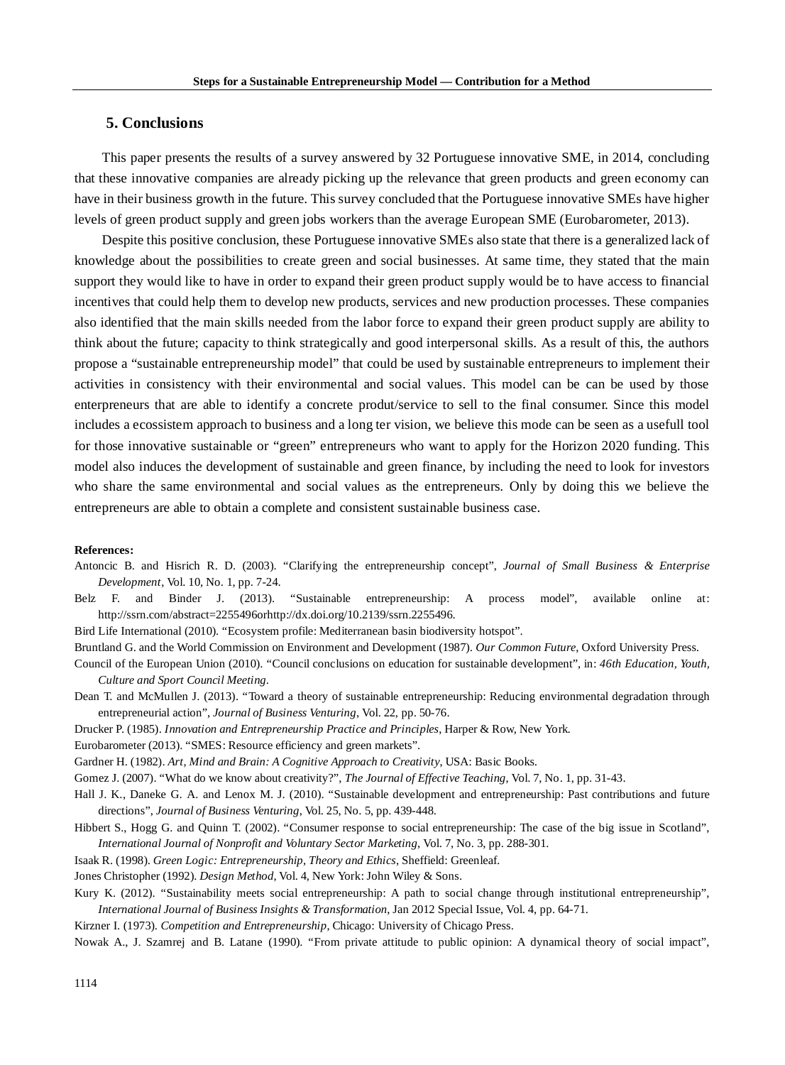## 5. Conclusions

This paper presents the results of a survey answered by 32 Portuguese innovative SME, in 2014, concluding that these innovative companies are already picking up the relevance that green products and green economy can have in their business growth in the future. This survey concluded that the Portuguese innovative SMEs have higher levels of green product supply and green jobs workers than the average European SME (Eurobarometer, 2013).

Despite this positive conclusion, these Portuguese innovative SMEs also state that there is a generalized lack of knowledge about the possibilities to create green and social businesses. At same time, they stated that the main support they would like to have in order to expand their green product supply would be to have access to financial incentives that could help them to develop new products, services and new production processes. These companies also identified that the main skills needed from the labor force to expand their green product supply are ability to think about the future; capacity to think strategically and good interpersonal skills. As a result of this, the authors propose a "sustainable entrepreneurship model" that could be used by sustainable entrepreneurs to implement their activities in consistency with their environmental and social values. This model can be can be used by those enterpreneurs that are able to identify a concrete produt/service to sell to the final consumer. Since this model includes a ecossistem approach to business and a long ter vision, we believe this mode can be seen as a usefull tool for those innovative sustainable or "green" entrepreneurs who want to apply for the Horizon 2020 funding. This model also induces the development of sustainable and green finance, by including the need to look for investors who share the same environmental and social values as the entrepreneurs. Only by doing this we believe the entrepreneurs are able to obtain a complete and consistent sustainable business case.

**References:**

Antoncic B. and Hisrich R. D. (2003). "Clarifying the entrepreneurship concept", *Journal of Small Business & Enterprise Development*, Vol. 10, No. 1, pp. 7-24.

Belz F. and Binder J. (2013). "Sustainable entrepreneurship: A process model", available online at: http://ssrn.com/abstract=2255496orhttp://dx.doi.org/10.2139/ssrn.2255496.

Bird Life International (2010). "Ecosystem profile: Mediterranean basin biodiversity hotspot".

Bruntland G. and the World Commission on Environment and Development (1987). *Our Common Future*, Oxford University Press.

Council of the European Union (2010). "Council conclusions on education for sustainable development", in: *46th Education, Youth, Culture and Sport Council Meeting*.

Dean T. and McMullen J. (2013). "Toward a theory of sustainable entrepreneurship: Reducing environmental degradation through entrepreneurial action", *Journal of Business Venturing*, Vol. 22, pp. 50-76.

Drucker P. (1985). *Innovation and Entrepreneurship Practice and Principles*, Harper & Row, New York.

Eurobarometer (2013). "SMES: Resource efficiency and green markets".

Gardner H. (1982). *Art, Mind and Brain: A Cognitive Approach to Creativity*, USA: Basic Books.

Gomez J. (2007). "What do we know about creativity?", *The Journal of Effective Teaching*, Vol. 7, No. 1, pp. 31-43.

Hall J. K., Daneke G. A. and Lenox M. J. (2010). "Sustainable development and entrepreneurship: Past contributions and future directions", *Journal of Business Venturing*, Vol. 25, No. 5, pp. 439-448.

Hibbert S., Hogg G. and Quinn T. (2002). "Consumer response to social entrepreneurship: The case of the big issue in Scotland", *International Journal of Nonprofit and Voluntary Sector Marketing*, Vol. 7, No. 3, pp. 288-301.

Isaak R. (1998). *Green Logic: Entrepreneurship, Theory and Ethics*, Sheffield: Greenleaf.

Jones Christopher (1992). *Design Method*, Vol. 4, New York: John Wiley & Sons.

Kury K. (2012). "Sustainability meets social entrepreneurship: A path to social change through institutional entrepreneurship", *International Journal of Business Insights & Transformation*, Jan 2012 Special Issue, Vol. 4, pp. 64-71.

Kirzner I. (1973). *Competition and Entrepreneurship*, Chicago: University of Chicago Press.

Nowak A., J. Szamrej and B. Latane (1990). "From private attitude to public opinion: A dynamical theory of social impact",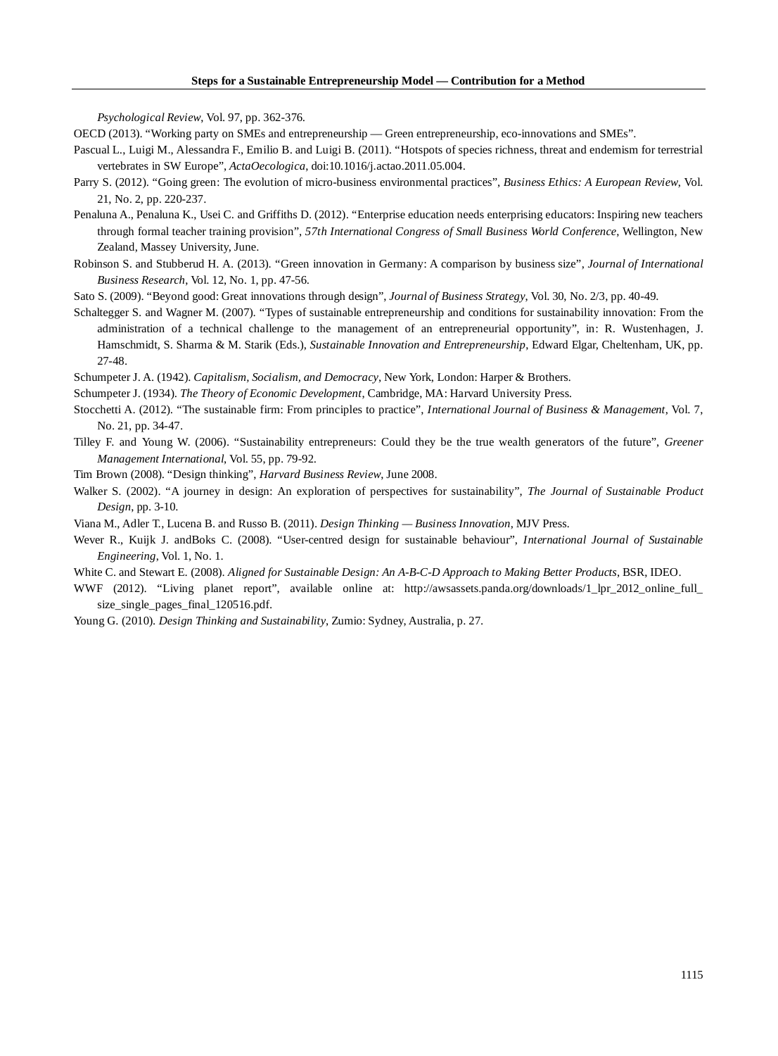*Psychological Review*, Vol. 97, pp. 362-376.

OECD (2013). "Working party on SMEs and entrepreneurship — Green entrepreneurship, eco-innovations and SMEs".

Pascual L., Luigi M., Alessandra F., Emilio B. and Luigi B. (2011). "Hotspots of species richness, threat and endemism for terrestrial vertebrates in SW Europe", *ActaOecologica*, doi:10.1016/j.actao.2011.05.004.

Parry S. (2012). "Going green: The evolution of micro-business environmental practices", *Business Ethics: A European Review*, Vol. 21, No. 2, pp. 220-237.

Penaluna A., Penaluna K., Usei C. and Griffiths D. (2012). "Enterprise education needs enterprising educators: Inspiring new teachers through formal teacher training provision", *57th International Congress of Small Business World Conference*, Wellington, New Zealand, Massey University, June.

Robinson S. and Stubberud H. A. (2013). "Green innovation in Germany: A comparison by business size", *Journal of International Business Research*, Vol. 12, No. 1, pp. 47-56.

Sato S. (2009). "Beyond good: Great innovations through design", *Journal of Business Strategy*, Vol. 30, No. 2/3, pp. 40-49.

Schaltegger S. and Wagner M. (2007). "Types of sustainable entrepreneurship and conditions for sustainability innovation: From the administration of a technical challenge to the management of an entrepreneurial opportunity", in: R. Wustenhagen, J. Hamschmidt, S. Sharma & M. Starik (Eds.), *Sustainable Innovation and Entrepreneurship*, Edward Elgar, Cheltenham, UK, pp. 27-48.

Schumpeter J. A. (1942). *Capitalism, Socialism, and Democracy*, New York, London: Harper & Brothers.

Schumpeter J. (1934). *The Theory of Economic Development*, Cambridge, MA: Harvard University Press.

Stocchetti A. (2012). "The sustainable firm: From principles to practice", *International Journal of Business & Management*, Vol. 7, No. 21, pp. 34-47.

Tilley F. and Young W. (2006). "Sustainability entrepreneurs: Could they be the true wealth generators of the future", *Greener Management International*, Vol. 55, pp. 79-92.

Tim Brown (2008). "Design thinking", *Harvard Business Review*, June 2008.

Walker S. (2002). "A journey in design: An exploration of perspectives for sustainability", *The Journal of Sustainable Product Design*, pp. 3-10.

Viana M., Adler T., Lucena B. and Russo B. (2011). *Design Thinking — Business Innovation*, MJV Press.

Wever R., Kuijk J. andBoks C. (2008). "User-centred design for sustainable behaviour", *International Journal of Sustainable Engineering*, Vol. 1, No. 1.

White C. and Stewart E. (2008). *Aligned for Sustainable Design: An A-B-C-D Approach to Making Better Products*, BSR, IDEO.

WWF (2012). "Living planet report", available online at: http://awsassets.panda.org/downloads/1_lpr_2012_online_full_size_single_pages_final_120516.pdf.

Young G. (2010). *Design Thinking and Sustainability*, Zumio: Sydney, Australia, p. 27.